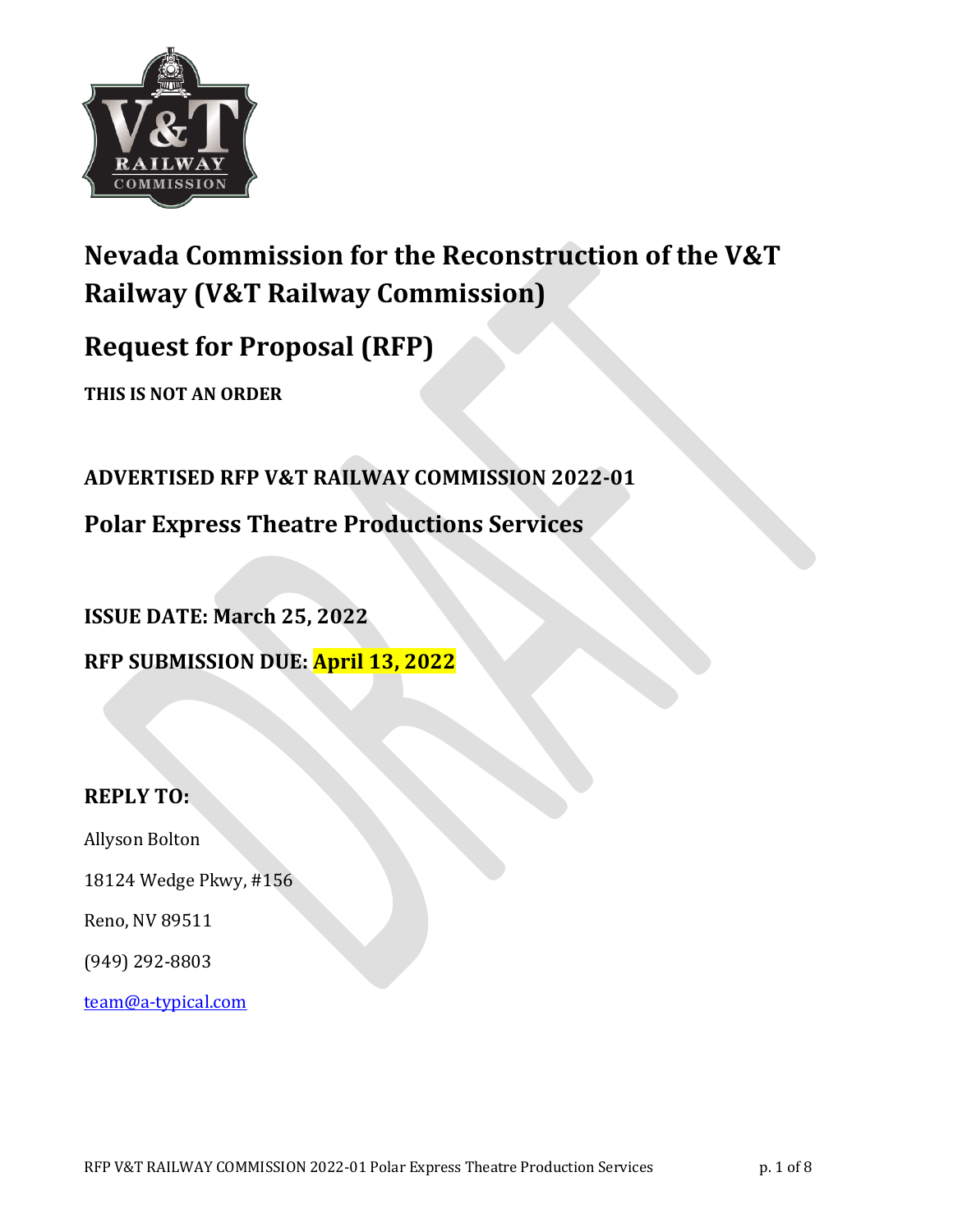# Nevada Commission for the Reconstruction of the V&T Railway (V&T Railway Commission)

# Request for Proposal (RFP)

**THIS IS NOT AN ORDER**

**ADVERTISED RFP V&T RAILWAY COMMISSION 2022-01**

## Polar Express Theatre Productions Services

**ISSUE DATE: March 25, 2022**

**RFP SUBMISSION DUE: April 13, 2022**

**REPLY TO:**

Allyson Bolton

18124 Wedge Pkwy, #156

Reno, NV 89511

(949) 292-8803

team@a-typical.com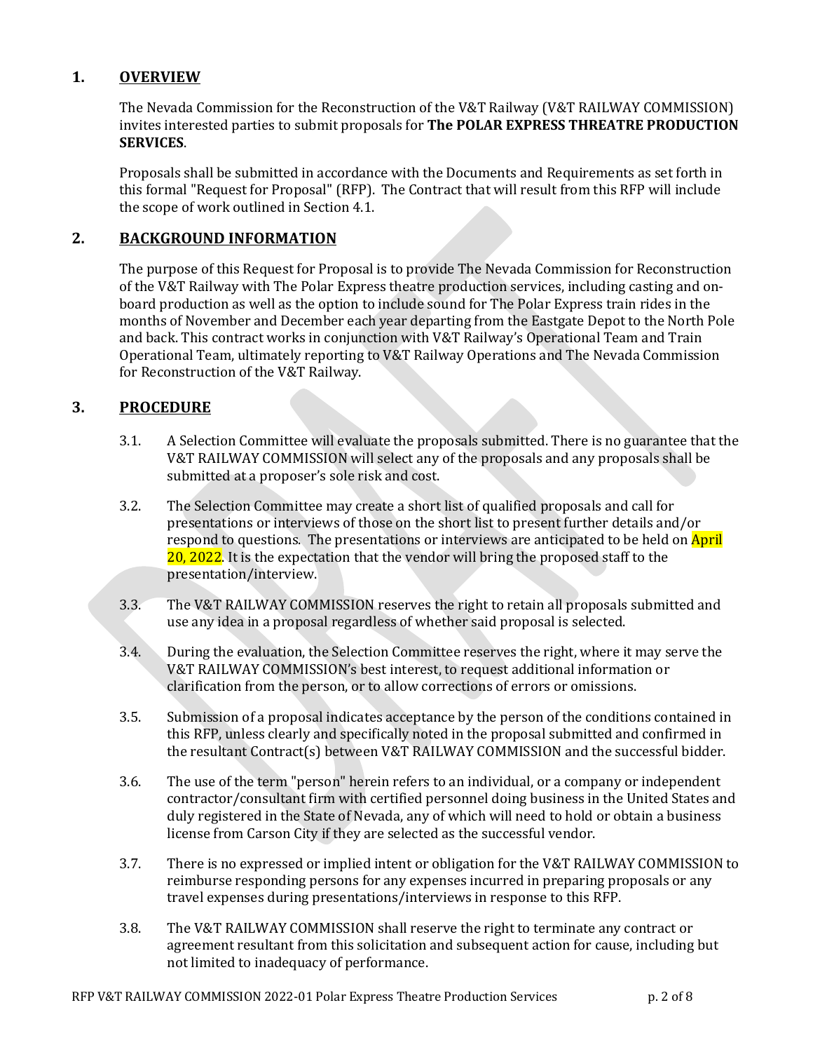## 1. OVERVIEW

The Nevada Commission for the Reconstruction of the V&T Railway (V&T RAILWAY COMMISSION) invites interested parties to submit proposals for **The POLAR EXPRESS THREATRE PRODUCTION SERVICES**.

Proposals shall be submitted in accordance with the Documents and Requirements as set forth in this formal "Request for Proposal" (RFP). The Contract that will result from this RFP will include the scope of work outlined in Section 4.1.

## 2. BACKGROUND INFORMATION

The purpose of this Request for Proposal is to provide The Nevada Commission for Reconstruction of the V&T Railway with The Polar Express theatre production services, including casting and on-board production as well as the option to include sound for The Polar Express train rides in the months of November and December each year departing from the Eastgate Depot to the North Pole and back. This contract works in conjunction with V&T Railway's Operational Team and Train Operational Team, ultimately reporting to V&T Railway Operations and The Nevada Commission for Reconstruction of the V&T Railway.

## 3. PROCEDURE

3.1. A Selection Committee will evaluate the proposals submitted. There is no guarantee that the V&T RAILWAY COMMISSION will select any of the proposals and any proposals shall be submitted at a proposer's sole risk and cost.

3.2. The Selection Committee may create a short list of qualified proposals and call for presentations or interviews of those on the short list to present further details and/or respond to questions. The presentations or interviews are anticipated to be held on April 20, 2022. It is the expectation that the vendor will bring the proposed staff to the presentation/interview.

3.3. The V&T RAILWAY COMMISSION reserves the right to retain all proposals submitted and use any idea in a proposal regardless of whether said proposal is selected.

3.4. During the evaluation, the Selection Committee reserves the right, where it may serve the V&T RAILWAY COMMISSION's best interest, to request additional information or clarification from the person, or to allow corrections of errors or omissions.

3.5. Submission of a proposal indicates acceptance by the person of the conditions contained in this RFP, unless clearly and specifically noted in the proposal submitted and confirmed in the resultant Contract(s) between V&T RAILWAY COMMISSION and the successful bidder.

3.6. The use of the term "person" herein refers to an individual, or a company or independent contractor/consultant firm with certified personnel doing business in the United States and duly registered in the State of Nevada, any of which will need to hold or obtain a business license from Carson City if they are selected as the successful vendor.

3.7. There is no expressed or implied intent or obligation for the V&T RAILWAY COMMISSION to reimburse responding persons for any expenses incurred in preparing proposals or any travel expenses during presentations/interviews in response to this RFP.

3.8. The V&T RAILWAY COMMISSION shall reserve the right to terminate any contract or agreement resultant from this solicitation and subsequent action for cause, including but not limited to inadequacy of performance.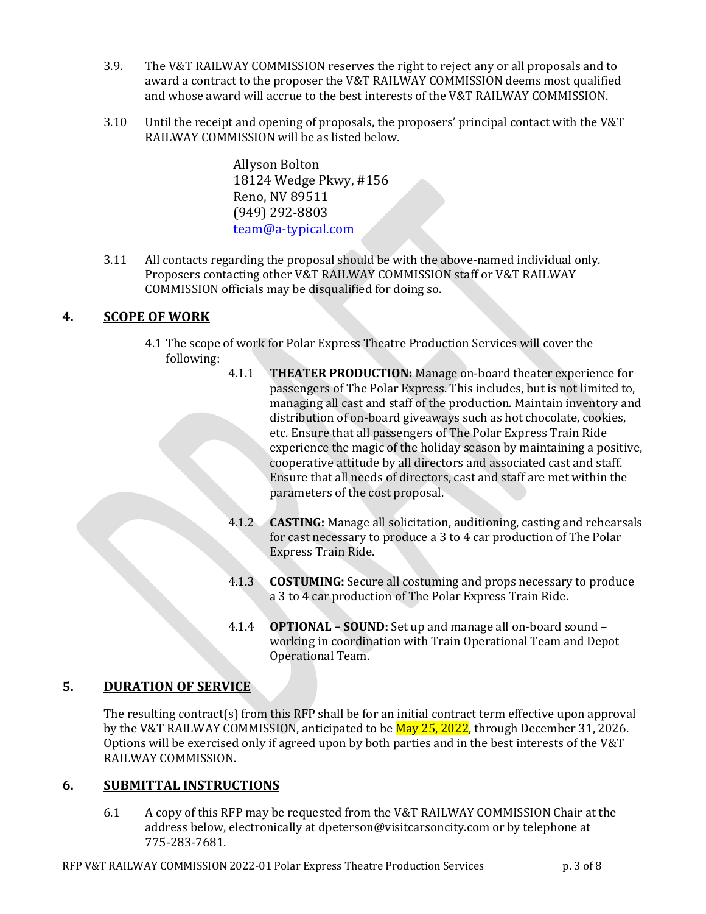3.9. The V&T RAILWAY COMMISSION reserves the right to reject any or all proposals and to award a contract to the proposer the V&T RAILWAY COMMISSION deems most qualified and whose award will accrue to the best interests of the V&T RAILWAY COMMISSION.

3.10 Until the receipt and opening of proposals, the proposers' principal contact with the V&T RAILWAY COMMISSION will be as listed below.

> Allyson Bolton
> 18124 Wedge Pkwy, #156
> Reno, NV 89511
> (949) 292-8803
> team@a-typical.com

3.11 All contacts regarding the proposal should be with the above-named individual only. Proposers contacting other V&T RAILWAY COMMISSION staff or V&T RAILWAY COMMISSION officials may be disqualified for doing so.

## 4. SCOPE OF WORK

4.1 The scope of work for Polar Express Theatre Production Services will cover the following:

4.1.1 **THEATER PRODUCTION:** Manage on-board theater experience for passengers of The Polar Express. This includes, but is not limited to, managing all cast and staff of the production. Maintain inventory and distribution of on-board giveaways such as hot chocolate, cookies, etc. Ensure that all passengers of The Polar Express Train Ride experience the magic of the holiday season by maintaining a positive, cooperative attitude by all directors and associated cast and staff. Ensure that all needs of directors, cast and staff are met within the parameters of the cost proposal.

4.1.2 **CASTING:** Manage all solicitation, auditioning, casting and rehearsals for cast necessary to produce a 3 to 4 car production of The Polar Express Train Ride.

4.1.3 **COSTUMING:** Secure all costuming and props necessary to produce a 3 to 4 car production of The Polar Express Train Ride.

4.1.4 **OPTIONAL – SOUND:** Set up and manage all on-board sound – working in coordination with Train Operational Team and Depot Operational Team.

## 5. DURATION OF SERVICE

The resulting contract(s) from this RFP shall be for an initial contract term effective upon approval by the V&T RAILWAY COMMISSION, anticipated to be May 25, 2022, through December 31, 2026. Options will be exercised only if agreed upon by both parties and in the best interests of the V&T RAILWAY COMMISSION.

## 6. SUBMITTAL INSTRUCTIONS

6.1 A copy of this RFP may be requested from the V&T RAILWAY COMMISSION Chair at the address below, electronically at dpeterson@visitcarsoncity.com or by telephone at 775-283-7681.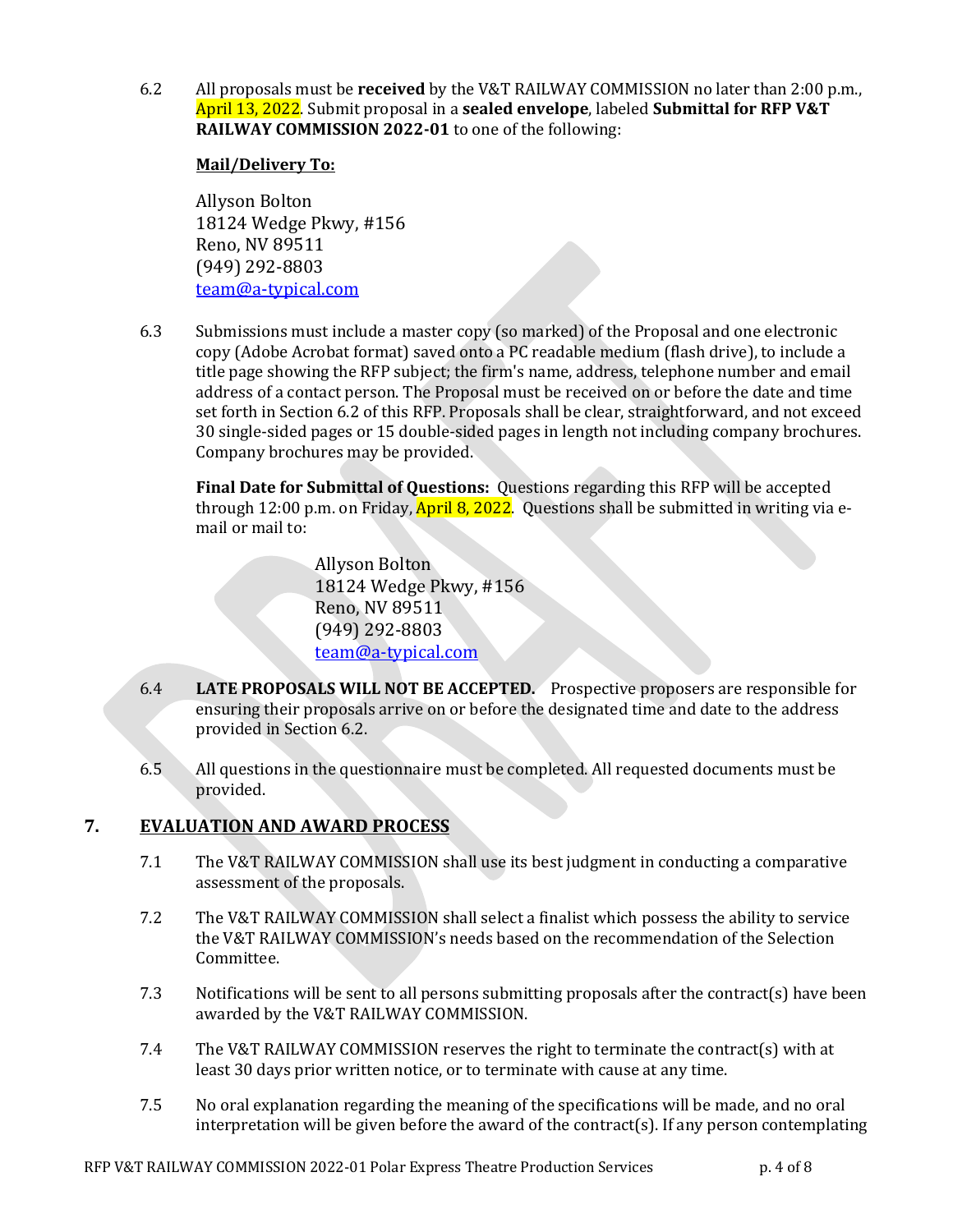6.2 All proposals must be **received** by the V&T RAILWAY COMMISSION no later than 2:00 p.m., April 13, 2022. Submit proposal in a **sealed envelope**, labeled **Submittal for RFP V&T RAILWAY COMMISSION 2022-01** to one of the following:

**Mail/Delivery To:**

Allyson Bolton
18124 Wedge Pkwy, #156
Reno, NV 89511
(949) 292-8803
team@a-typical.com

6.3 Submissions must include a master copy (so marked) of the Proposal and one electronic copy (Adobe Acrobat format) saved onto a PC readable medium (flash drive), to include a title page showing the RFP subject; the firm's name, address, telephone number and email address of a contact person. The Proposal must be received on or before the date and time set forth in Section 6.2 of this RFP. Proposals shall be clear, straightforward, and not exceed 30 single-sided pages or 15 double-sided pages in length not including company brochures. Company brochures may be provided.

**Final Date for Submittal of Questions:** Questions regarding this RFP will be accepted through 12:00 p.m. on Friday, April 8, 2022. Questions shall be submitted in writing via e-mail or mail to:

Allyson Bolton
18124 Wedge Pkwy, #156
Reno, NV 89511
(949) 292-8803
team@a-typical.com

6.4 **LATE PROPOSALS WILL NOT BE ACCEPTED.** Prospective proposers are responsible for ensuring their proposals arrive on or before the designated time and date to the address provided in Section 6.2.

6.5 All questions in the questionnaire must be completed. All requested documents must be provided.

## 7. EVALUATION AND AWARD PROCESS

7.1 The V&T RAILWAY COMMISSION shall use its best judgment in conducting a comparative assessment of the proposals.

7.2 The V&T RAILWAY COMMISSION shall select a finalist which possess the ability to service the V&T RAILWAY COMMISSION's needs based on the recommendation of the Selection Committee.

7.3 Notifications will be sent to all persons submitting proposals after the contract(s) have been awarded by the V&T RAILWAY COMMISSION.

7.4 The V&T RAILWAY COMMISSION reserves the right to terminate the contract(s) with at least 30 days prior written notice, or to terminate with cause at any time.

7.5 No oral explanation regarding the meaning of the specifications will be made, and no oral interpretation will be given before the award of the contract(s). If any person contemplating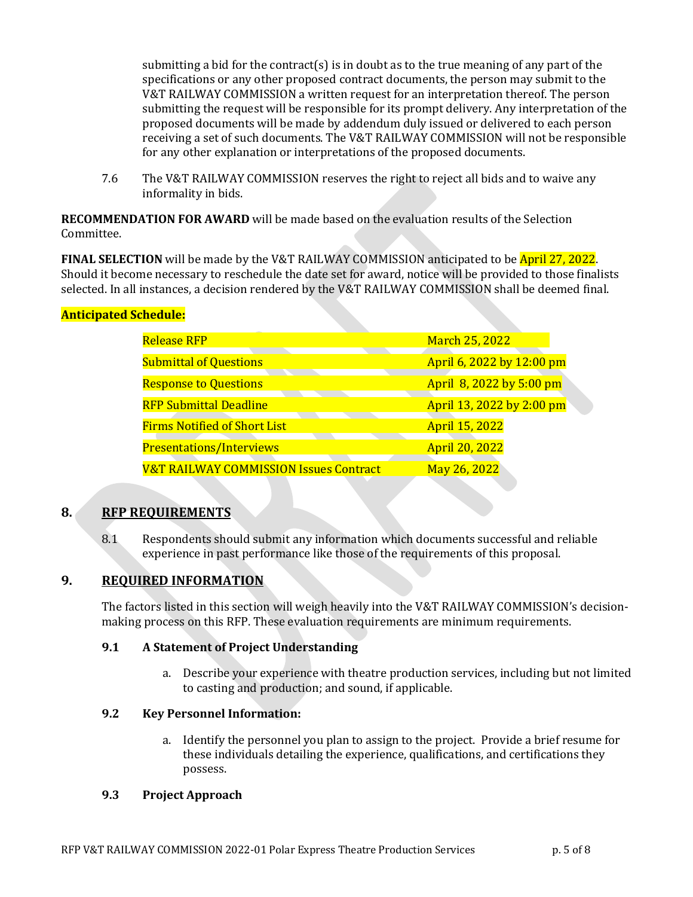submitting a bid for the contract(s) is in doubt as to the true meaning of any part of the specifications or any other proposed contract documents, the person may submit to the V&T RAILWAY COMMISSION a written request for an interpretation thereof. The person submitting the request will be responsible for its prompt delivery. Any interpretation of the proposed documents will be made by addendum duly issued or delivered to each person receiving a set of such documents. The V&T RAILWAY COMMISSION will not be responsible for any other explanation or interpretations of the proposed documents.

7.6 The V&T RAILWAY COMMISSION reserves the right to reject all bids and to waive any informality in bids.

**RECOMMENDATION FOR AWARD** will be made based on the evaluation results of the Selection Committee.

**FINAL SELECTION** will be made by the V&T RAILWAY COMMISSION anticipated to be April 27, 2022. Should it become necessary to reschedule the date set for award, notice will be provided to those finalists selected. In all instances, a decision rendered by the V&T RAILWAY COMMISSION shall be deemed final.

**Anticipated Schedule:**

| | |
|---|---|
| Release RFP | March 25, 2022 |
| Submittal of Questions | April 6, 2022 by 12:00 pm |
| Response to Questions | April 8, 2022 by 5:00 pm |
| RFP Submittal Deadline | April 13, 2022 by 2:00 pm |
| Firms Notified of Short List | April 15, 2022 |
| Presentations/Interviews | April 20, 2022 |
| V&T RAILWAY COMMISSION Issues Contract | May 26, 2022 |

## 8. RFP REQUIREMENTS

8.1 Respondents should submit any information which documents successful and reliable experience in past performance like those of the requirements of this proposal.

## 9. REQUIRED INFORMATION

The factors listed in this section will weigh heavily into the V&T RAILWAY COMMISSION's decision-making process on this RFP. These evaluation requirements are minimum requirements.

### 9.1 A Statement of Project Understanding

a. Describe your experience with theatre production services, including but not limited to casting and production; and sound, if applicable.

### 9.2 Key Personnel Information:

a. Identify the personnel you plan to assign to the project. Provide a brief resume for these individuals detailing the experience, qualifications, and certifications they possess.

### 9.3 Project Approach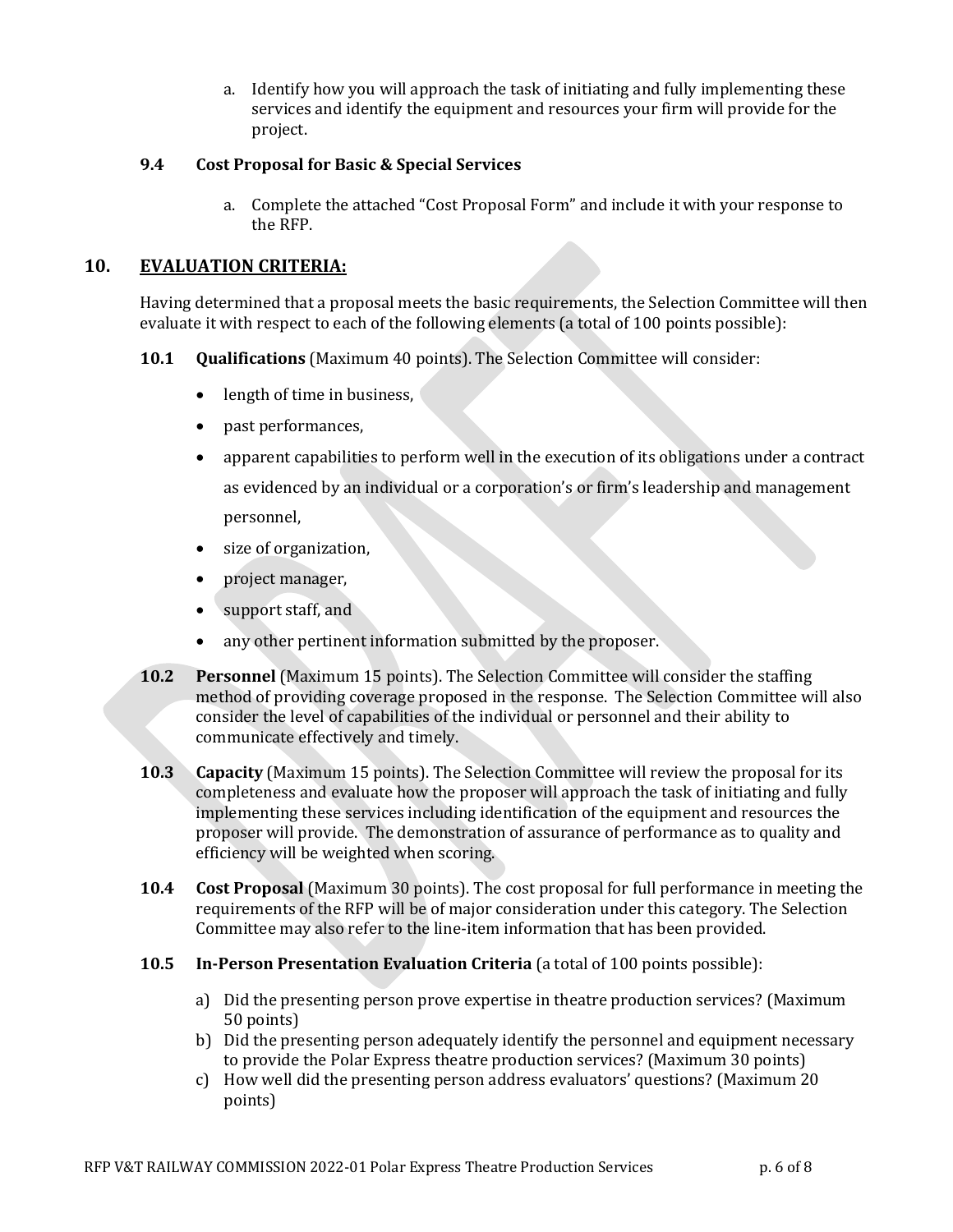a. Identify how you will approach the task of initiating and fully implementing these services and identify the equipment and resources your firm will provide for the project.

### 9.4 Cost Proposal for Basic & Special Services

a. Complete the attached "Cost Proposal Form" and include it with your response to the RFP.

## 10. EVALUATION CRITERIA:

Having determined that a proposal meets the basic requirements, the Selection Committee will then evaluate it with respect to each of the following elements (a total of 100 points possible):

**10.1 Qualifications** (Maximum 40 points). The Selection Committee will consider:

- length of time in business,
- past performances,
- apparent capabilities to perform well in the execution of its obligations under a contract as evidenced by an individual or a corporation's or firm's leadership and management personnel,
- size of organization,
- project manager,
- support staff, and
- any other pertinent information submitted by the proposer.

**10.2 Personnel** (Maximum 15 points). The Selection Committee will consider the staffing method of providing coverage proposed in the response. The Selection Committee will also consider the level of capabilities of the individual or personnel and their ability to communicate effectively and timely.

**10.3 Capacity** (Maximum 15 points). The Selection Committee will review the proposal for its completeness and evaluate how the proposer will approach the task of initiating and fully implementing these services including identification of the equipment and resources the proposer will provide. The demonstration of assurance of performance as to quality and efficiency will be weighted when scoring.

**10.4 Cost Proposal** (Maximum 30 points). The cost proposal for full performance in meeting the requirements of the RFP will be of major consideration under this category. The Selection Committee may also refer to the line-item information that has been provided.

**10.5 In-Person Presentation Evaluation Criteria** (a total of 100 points possible):

a) Did the presenting person prove expertise in theatre production services? (Maximum 50 points)
b) Did the presenting person adequately identify the personnel and equipment necessary to provide the Polar Express theatre production services? (Maximum 30 points)
c) How well did the presenting person address evaluators' questions? (Maximum 20 points)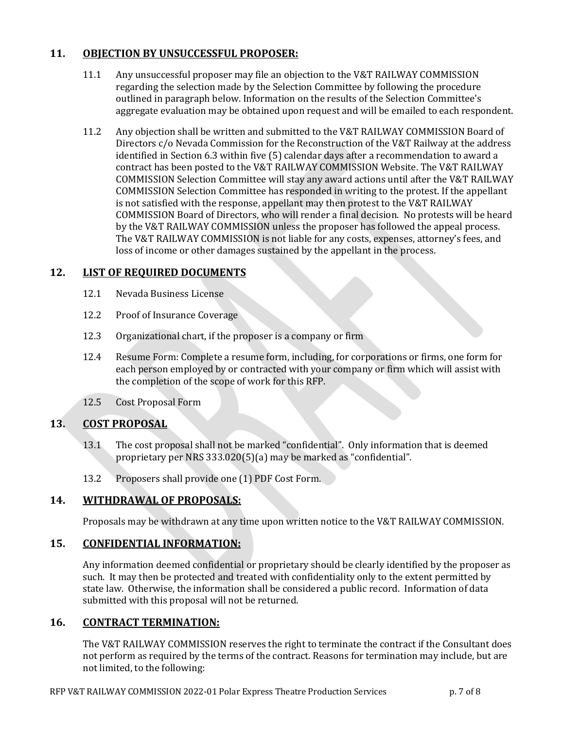## 11. OBJECTION BY UNSUCCESSFUL PROPOSER:

11.1 Any unsuccessful proposer may file an objection to the V&T RAILWAY COMMISSION regarding the selection made by the Selection Committee by following the procedure outlined in paragraph below. Information on the results of the Selection Committee's aggregate evaluation may be obtained upon request and will be emailed to each respondent.

11.2 Any objection shall be written and submitted to the V&T RAILWAY COMMISSION Board of Directors c/o Nevada Commission for the Reconstruction of the V&T Railway at the address identified in Section 6.3 within five (5) calendar days after a recommendation to award a contract has been posted to the V&T RAILWAY COMMISSION Website. The V&T RAILWAY COMMISSION Selection Committee will stay any award actions until after the V&T RAILWAY COMMISSION Selection Committee has responded in writing to the protest. If the appellant is not satisfied with the response, appellant may then protest to the V&T RAILWAY COMMISSION Board of Directors, who will render a final decision. No protests will be heard by the V&T RAILWAY COMMISSION unless the proposer has followed the appeal process. The V&T RAILWAY COMMISSION is not liable for any costs, expenses, attorney's fees, and loss of income or other damages sustained by the appellant in the process.

## 12. LIST OF REQUIRED DOCUMENTS

12.1 Nevada Business License

12.2 Proof of Insurance Coverage

12.3 Organizational chart, if the proposer is a company or firm

12.4 Resume Form: Complete a resume form, including, for corporations or firms, one form for each person employed by or contracted with your company or firm which will assist with the completion of the scope of work for this RFP.

12.5 Cost Proposal Form

## 13. COST PROPOSAL

13.1 The cost proposal shall not be marked "confidential". Only information that is deemed proprietary per NRS 333.020(5)(a) may be marked as "confidential".

13.2 Proposers shall provide one (1) PDF Cost Form.

## 14. WITHDRAWAL OF PROPOSALS:

Proposals may be withdrawn at any time upon written notice to the V&T RAILWAY COMMISSION.

## 15. CONFIDENTIAL INFORMATION:

Any information deemed confidential or proprietary should be clearly identified by the proposer as such. It may then be protected and treated with confidentiality only to the extent permitted by state law. Otherwise, the information shall be considered a public record. Information of data submitted with this proposal will not be returned.

## 16. CONTRACT TERMINATION:

The V&T RAILWAY COMMISSION reserves the right to terminate the contract if the Consultant does not perform as required by the terms of the contract. Reasons for termination may include, but are not limited, to the following: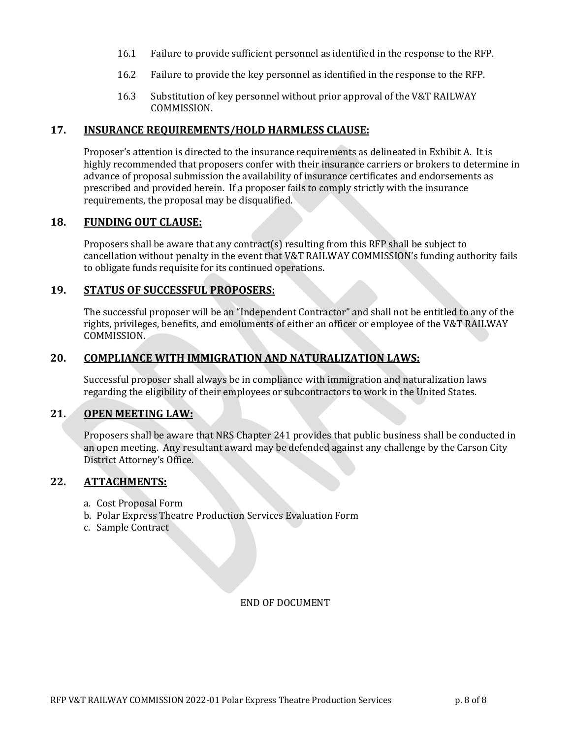16.1 Failure to provide sufficient personnel as identified in the response to the RFP.

16.2 Failure to provide the key personnel as identified in the response to the RFP.

16.3 Substitution of key personnel without prior approval of the V&T RAILWAY COMMISSION.

## 17. INSURANCE REQUIREMENTS/HOLD HARMLESS CLAUSE:

Proposer's attention is directed to the insurance requirements as delineated in Exhibit A. It is highly recommended that proposers confer with their insurance carriers or brokers to determine in advance of proposal submission the availability of insurance certificates and endorsements as prescribed and provided herein. If a proposer fails to comply strictly with the insurance requirements, the proposal may be disqualified.

## 18. FUNDING OUT CLAUSE:

Proposers shall be aware that any contract(s) resulting from this RFP shall be subject to cancellation without penalty in the event that V&T RAILWAY COMMISSION's funding authority fails to obligate funds requisite for its continued operations.

## 19. STATUS OF SUCCESSFUL PROPOSERS:

The successful proposer will be an "Independent Contractor" and shall not be entitled to any of the rights, privileges, benefits, and emoluments of either an officer or employee of the V&T RAILWAY COMMISSION.

## 20. COMPLIANCE WITH IMMIGRATION AND NATURALIZATION LAWS:

Successful proposer shall always be in compliance with immigration and naturalization laws regarding the eligibility of their employees or subcontractors to work in the United States.

## 21. OPEN MEETING LAW:

Proposers shall be aware that NRS Chapter 241 provides that public business shall be conducted in an open meeting. Any resultant award may be defended against any challenge by the Carson City District Attorney's Office.

## 22. ATTACHMENTS:

a. Cost Proposal Form
b. Polar Express Theatre Production Services Evaluation Form
c. Sample Contract

END OF DOCUMENT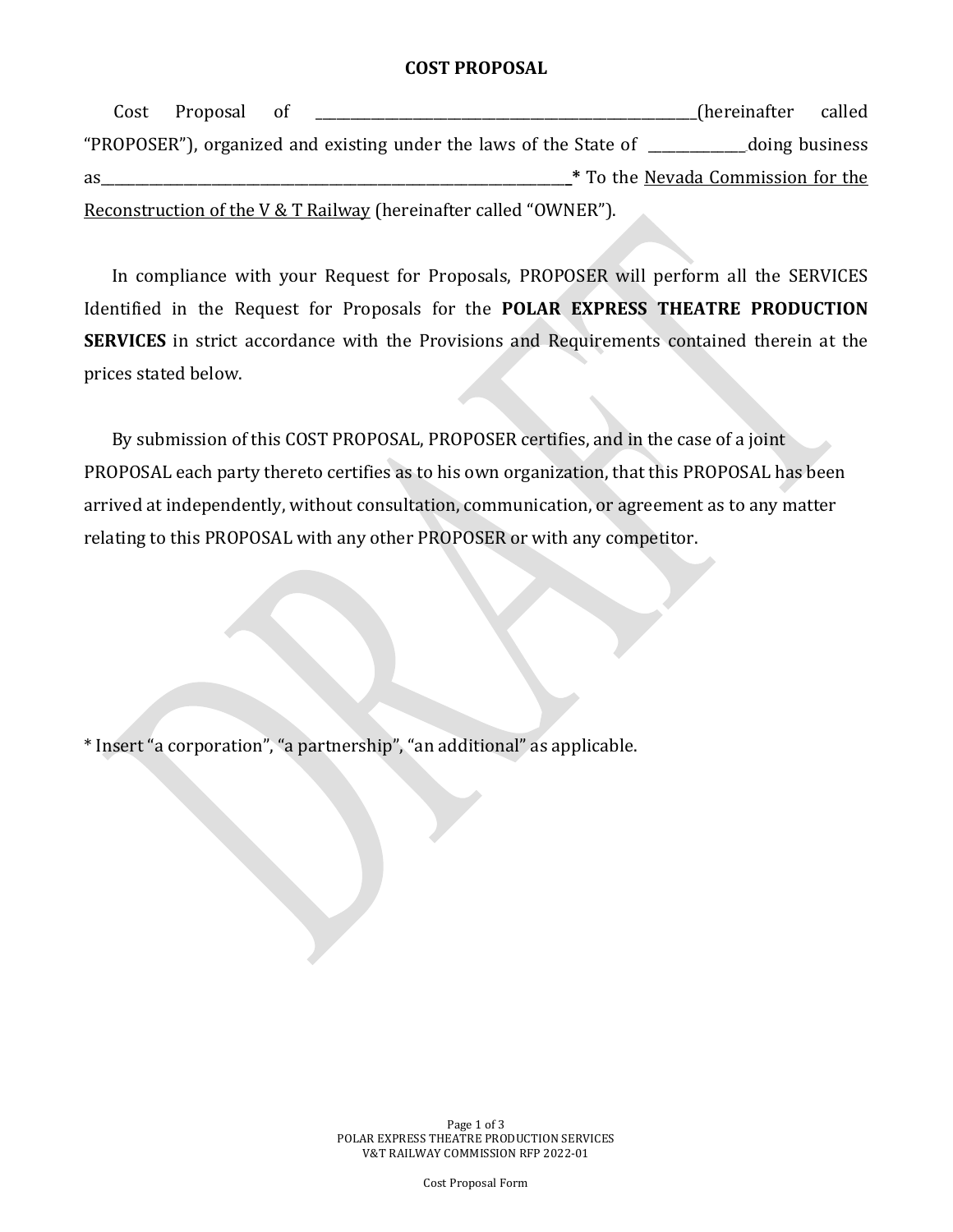# COST PROPOSAL

Cost Proposal of ____________________________________________________________(hereinafter called "PROPOSER"), organized and existing under the laws of the State of ______________doing business as________________________________________________________________________* To the Nevada Commission for the Reconstruction of the V & T Railway (hereinafter called "OWNER").

In compliance with your Request for Proposals, PROPOSER will perform all the SERVICES Identified in the Request for Proposals for the **POLAR EXPRESS THEATRE PRODUCTION SERVICES** in strict accordance with the Provisions and Requirements contained therein at the prices stated below.

By submission of this COST PROPOSAL, PROPOSER certifies, and in the case of a joint PROPOSAL each party thereto certifies as to his own organization, that this PROPOSAL has been arrived at independently, without consultation, communication, or agreement as to any matter relating to this PROPOSAL with any other PROPOSER or with any competitor.

* Insert "a corporation", "a partnership", "an additional" as applicable.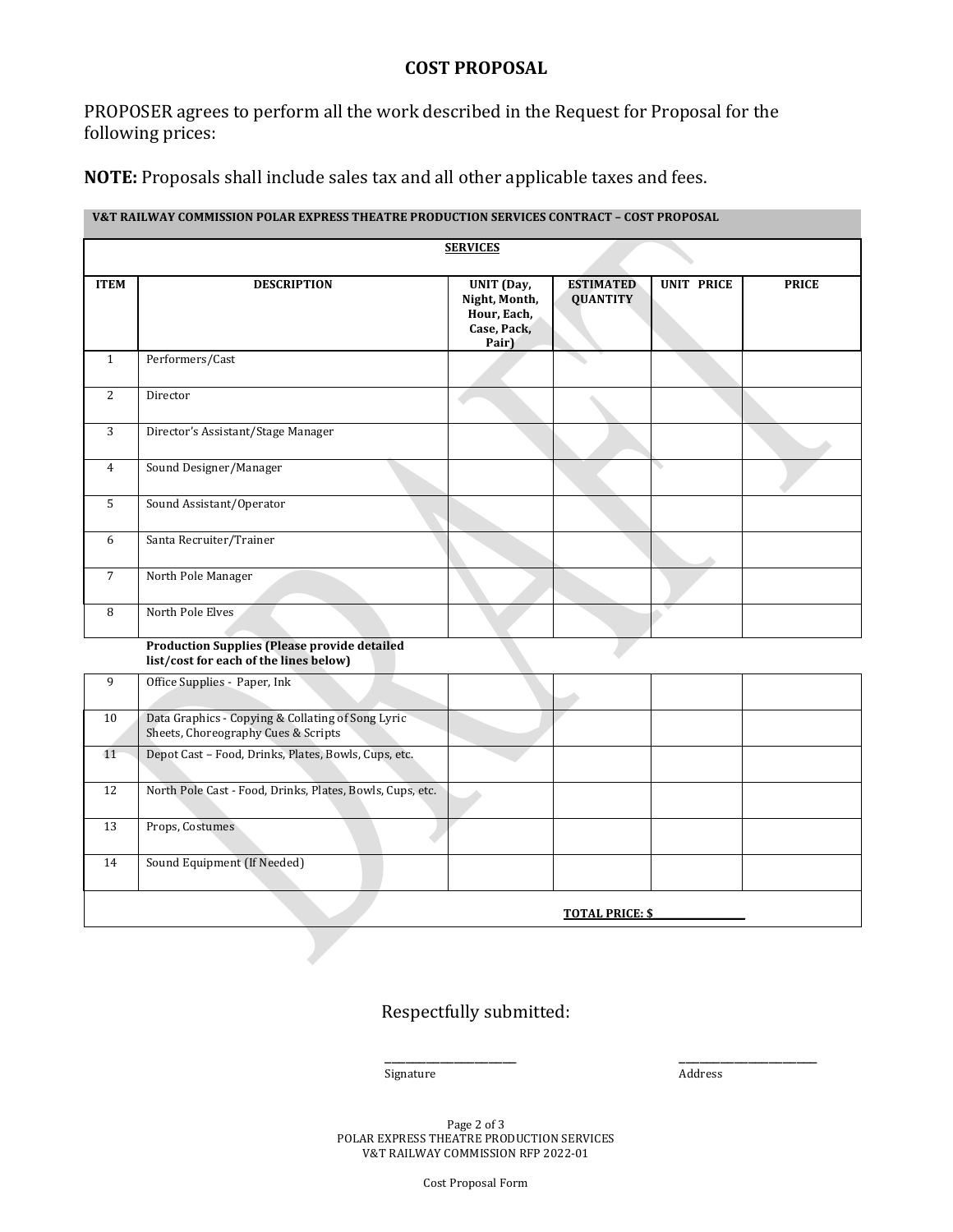## COST PROPOSAL

PROPOSER agrees to perform all the work described in the Request for Proposal for the following prices:

**NOTE:** Proposals shall include sales tax and all other applicable taxes and fees.

**V&T RAILWAY COMMISSION POLAR EXPRESS THEATRE PRODUCTION SERVICES CONTRACT – COST PROPOSAL**

**SERVICES**

| ITEM | DESCRIPTION | UNIT (Day, Night, Month, Hour, Each, Case, Pack, Pair) | ESTIMATED QUANTITY | UNIT PRICE | PRICE |
|---|---|---|---|---|---|
| 1 | Performers/Cast | | | | |
| 2 | Director | | | | |
| 3 | Director's Assistant/Stage Manager | | | | |
| 4 | Sound Designer/Manager | | | | |
| 5 | Sound Assistant/Operator | | | | |
| 6 | Santa Recruiter/Trainer | | | | |
| 7 | North Pole Manager | | | | |
| 8 | North Pole Elves | | | | |
| | **Production Supplies (Please provide detailed list/cost for each of the lines below)** | | | | |
| 9 | Office Supplies - Paper, Ink | | | | |
| 10 | Data Graphics - Copying & Collating of Song Lyric Sheets, Choreography Cues & Scripts | | | | |
| 11 | Depot Cast – Food, Drinks, Plates, Bowls, Cups, etc. | | | | |
| 12 | North Pole Cast - Food, Drinks, Plates, Bowls, Cups, etc. | | | | |
| 13 | Props, Costumes | | | | |
| 14 | Sound Equipment (If Needed) | | | | |
| | | | **TOTAL PRICE: $\_\_\_\_\_\_\_\_\_\_** | | |

Respectfully submitted:

\_\_\_\_\_\_\_\_\_\_\_\_\_\_\_\_\_\_\_\_
Signature

\_\_\_\_\_\_\_\_\_\_\_\_\_\_\_\_\_\_\_\_
Address

POLAR EXPRESS THEATRE PRODUCTION SERVICES
V&T RAILWAY COMMISSION RFP 2022-01

Cost Proposal Form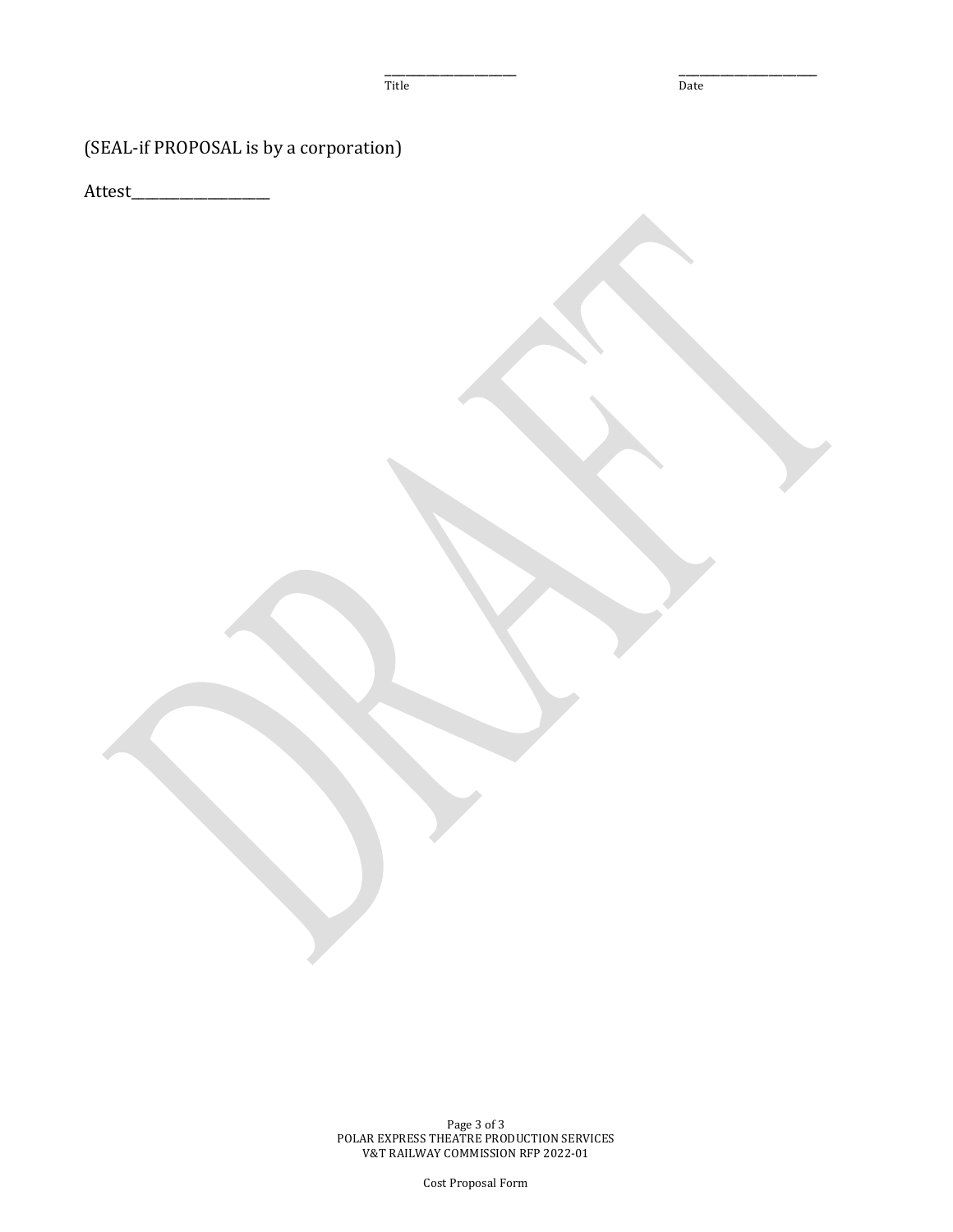\_\_\_\_\_\_\_\_\_\_\_\_\_\_\_\_\_\_\_\_\_\_\_\_ \_\_\_\_\_\_\_\_\_\_\_\_\_\_\_\_\_\_\_\_\_\_\_\_
Title Date

(SEAL-if PROPOSAL is by a corporation)

Attest\_\_\_\_\_\_\_\_\_\_\_\_\_\_\_\_\_\_\_\_

DRAFT

Cost Proposal Form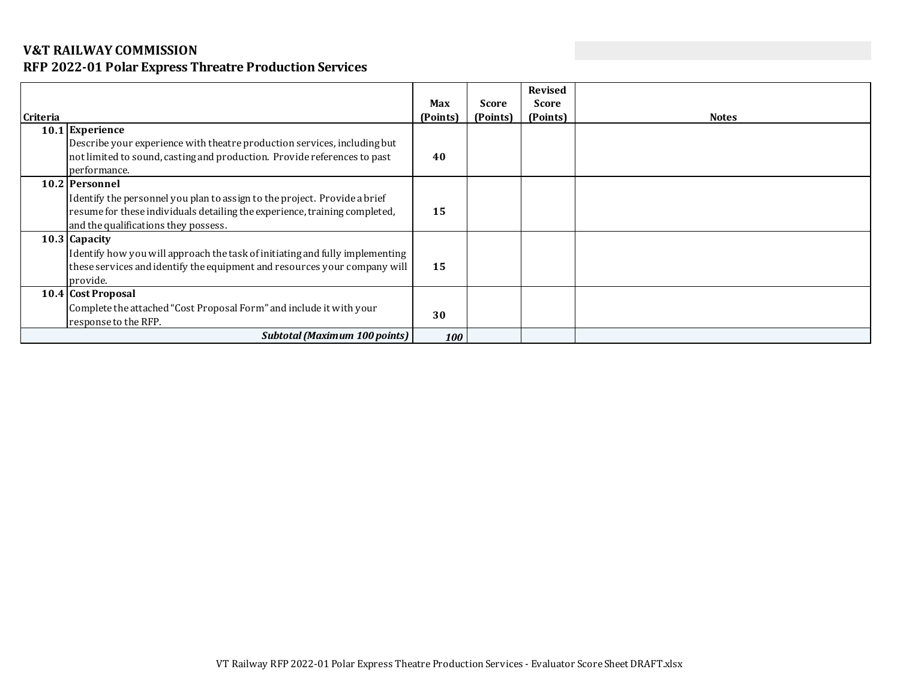**V&T RAILWAY COMMISSION**
**RFP 2022-01 Polar Express Threatre Production Services**

| Criteria | | Max (Points) | Score (Points) | Revised Score (Points) | Notes |
|---|---|---|---|---|---|
| **10.1** | **Experience**<br>Describe your experience with theatre production services, including but not limited to sound, casting and production. Provide references to past performance. | **40** | | | |
| **10.2** | **Personnel**<br>Identify the personnel you plan to assign to the project. Provide a brief resume for these individuals detailing the experience, training completed, and the qualifications they possess. | **15** | | | |
| **10.3** | **Capacity**<br>Identify how you will approach the task of initiating and fully implementing these services and identify the equipment and resources your company will provide. | **15** | | | |
| **10.4** | **Cost Proposal**<br>Complete the attached "Cost Proposal Form" and include it with your response to the RFP. | **30** | | | |
| | ***Subtotal (Maximum 100 points)*** | ***100*** | | | |

VT Railway RFP 2022-01 Polar Express Theatre Production Services - Evaluator Score Sheet DRAFT.xlsx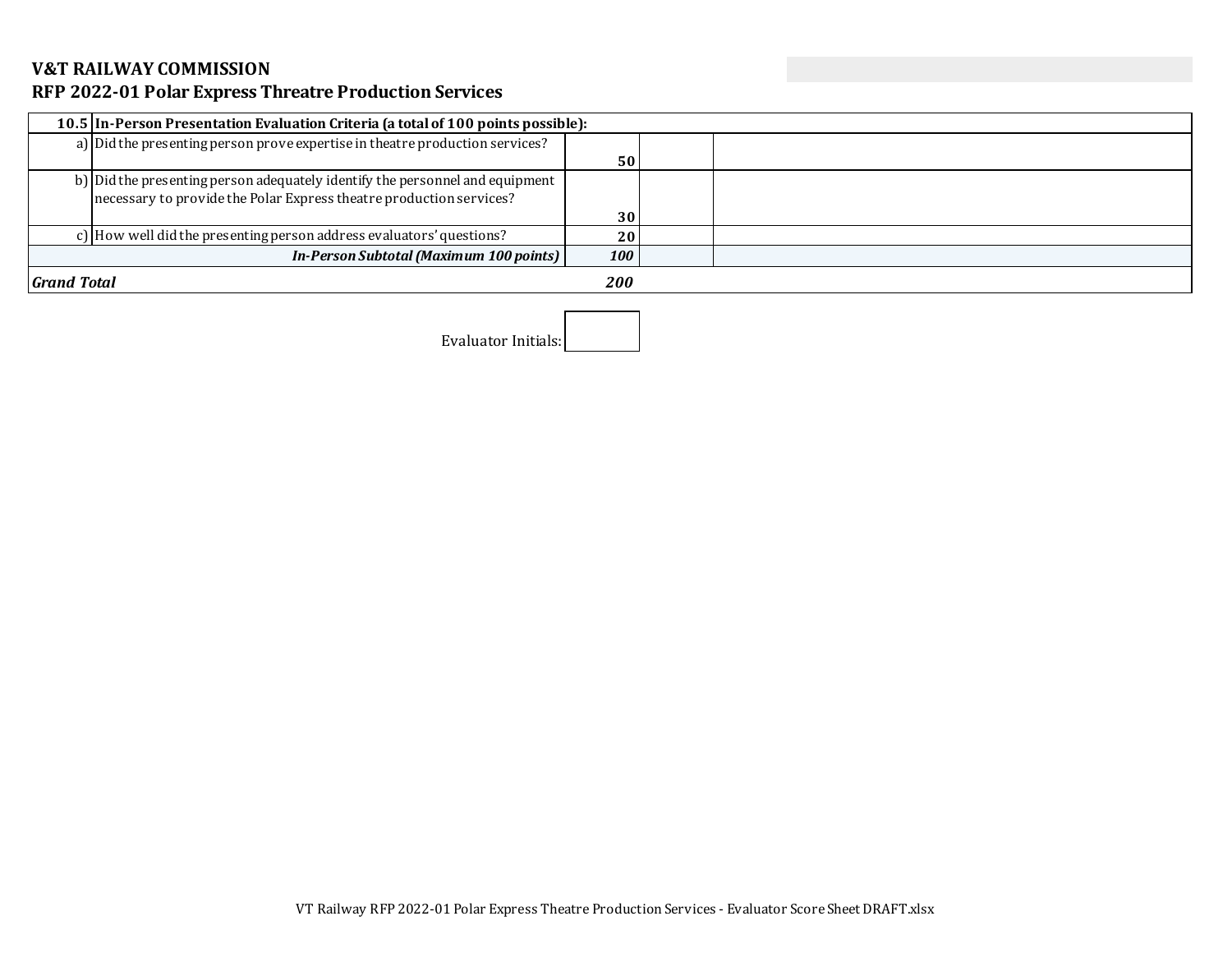**V&T RAILWAY COMMISSION**
**RFP 2022-01 Polar Express Threatre Production Services**

| | | | | |
|---|---|---|---|---|
| **10.5** | **In-Person Presentation Evaluation Criteria (a total of 100 points possible):** | | | |
| a) | Did the presenting person prove expertise in theatre production services? | **50** | | |
| b) | Did the presenting person adequately identify the personnel and equipment necessary to provide the Polar Express theatre production services? | **30** | | |
| c) | How well did the presenting person address evaluators' questions? | **20** | | |
| | ***In-Person Subtotal (Maximum 100 points)*** | ***100*** | | |
| ***Grand Total*** | | ***200*** | | |

Evaluator Initials: